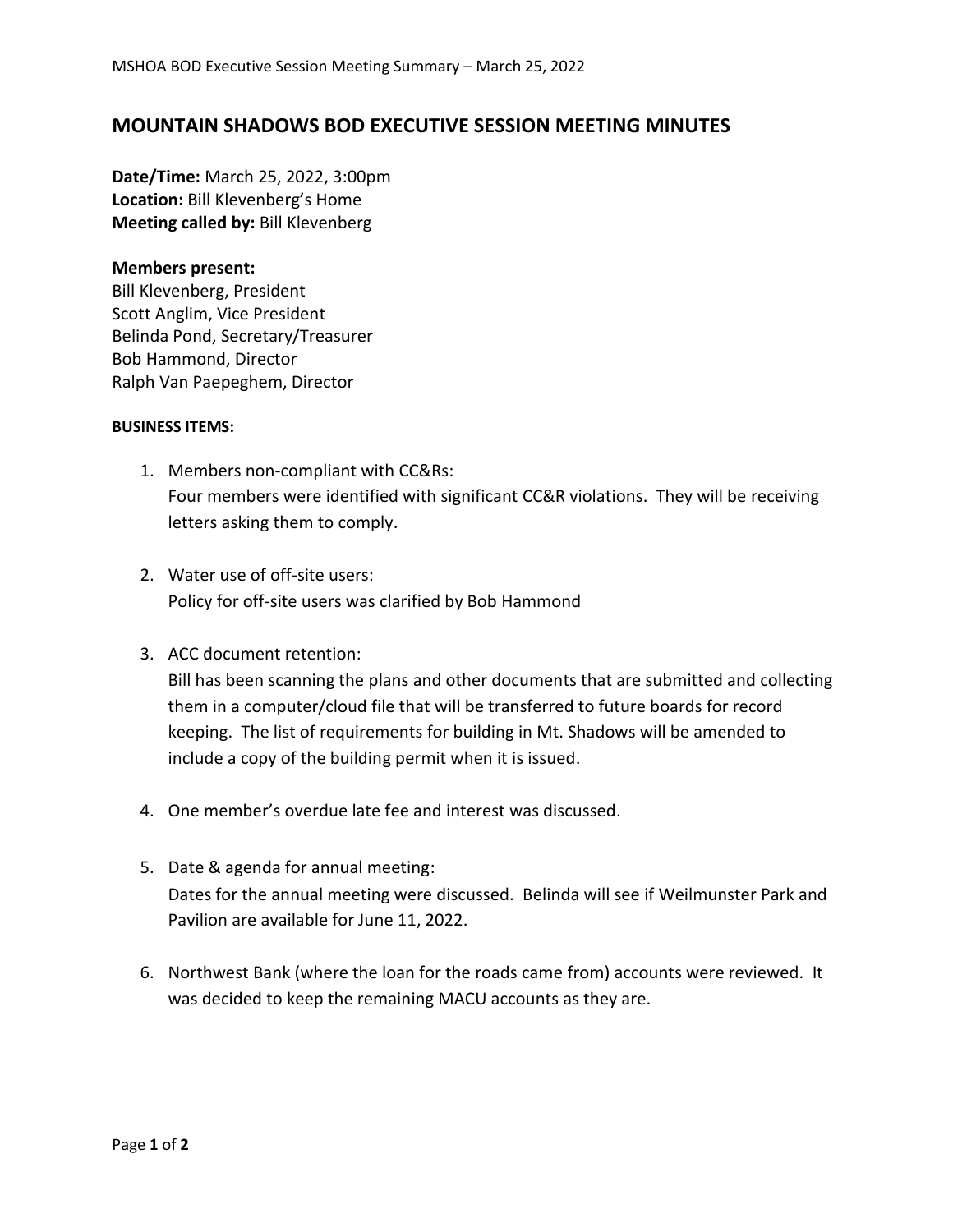# MOUNTAIN SHADOWS BOD EXECUTIVE SESSION MEETING MINUTES

**Date/Time:** March 25, 2022, 3:00pm
**Location:** Bill Klevenberg's Home
**Meeting called by:** Bill Klevenberg

**Members present:**
Bill Klevenberg, President
Scott Anglim, Vice President
Belinda Pond, Secretary/Treasurer
Bob Hammond, Director
Ralph Van Paepeghem, Director

**BUSINESS ITEMS:**

1. Members non-compliant with CC&Rs:
   Four members were identified with significant CC&R violations. They will be receiving letters asking them to comply.

2. Water use of off-site users:
   Policy for off-site users was clarified by Bob Hammond

3. ACC document retention:
   Bill has been scanning the plans and other documents that are submitted and collecting them in a computer/cloud file that will be transferred to future boards for record keeping. The list of requirements for building in Mt. Shadows will be amended to include a copy of the building permit when it is issued.

4. One member's overdue late fee and interest was discussed.

5. Date & agenda for annual meeting:
   Dates for the annual meeting were discussed. Belinda will see if Weilmunster Park and Pavilion are available for June 11, 2022.

6. Northwest Bank (where the loan for the roads came from) accounts were reviewed. It was decided to keep the remaining MACU accounts as they are.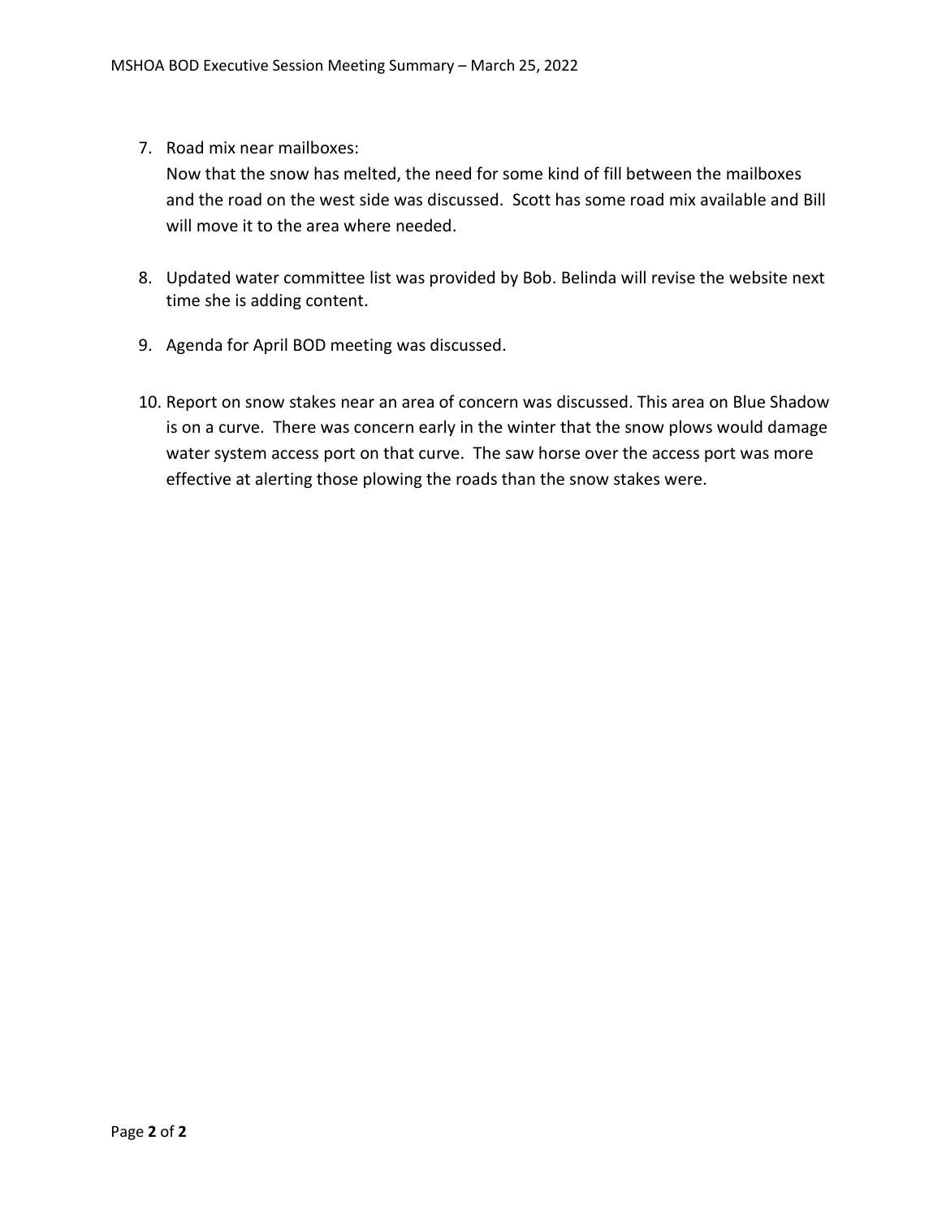7. Road mix near mailboxes:
   Now that the snow has melted, the need for some kind of fill between the mailboxes and the road on the west side was discussed. Scott has some road mix available and Bill will move it to the area where needed.

8. Updated water committee list was provided by Bob. Belinda will revise the website next time she is adding content.

9. Agenda for April BOD meeting was discussed.

10. Report on snow stakes near an area of concern was discussed. This area on Blue Shadow is on a curve. There was concern early in the winter that the snow plows would damage water system access port on that curve. The saw horse over the access port was more effective at alerting those plowing the roads than the snow stakes were.